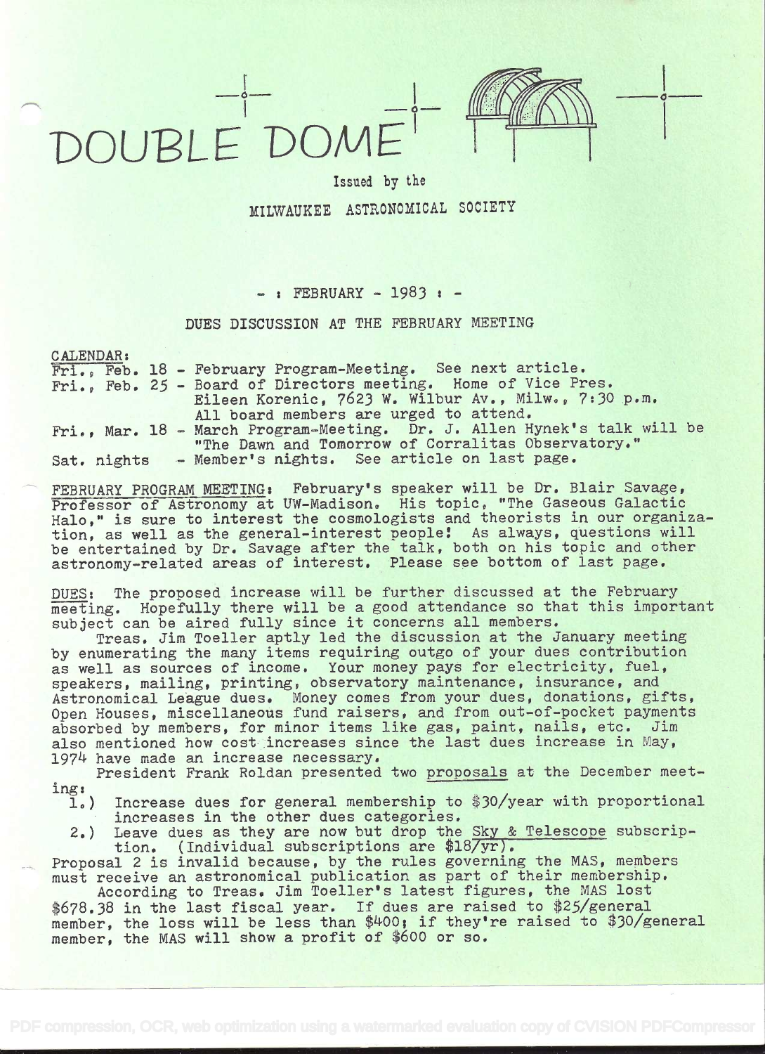# DOUBLE DOME

Issued by the

MILWAUKEE ASTRONOMICAL SOCIETY

- : FEBRUARY - 1983 : -

## DUES DISCUSSION AT THE FEBRUARY MEETING

CALENDAR:

Fri., Feb. 18 - February Program-Meeting. See next article.

Fri., Feb. 25 - Board of Directors meeting. Home of Vice Pres. Eileen Korenic, 7623 W. Wilbur Av., Milw., 7:30 p.m. All board members are urged to attend.

Fri., Mar. 18 - March Program-Meeting. Dr. J. Allen Hynek's talk will be "The Dawn and Tomorrow of Corralitas Observatory."

Sat. nights - Member's nights. See article on last page.

FEBRUARY PROGRAM MEETING: February's speaker will be Dr. Blair Savage, Professor of Astronomy at UW-Madison. His topic, "The Gaseous Galactic Halo," is sure to interest the cosmologists and theorists in our organization, as well as the general-interest people! As always, questions will be entertained by Dr. Savage after the talk, both on his topic and other astronomy-related areas of interest. Please see bottom of last page.

DUES: The proposed increase will be further discussed at the February meeting. Hopefully there will be a good attendance so that this important subject can be aired fully since it concerns all members.

Treas. Jim Toeller aptly led the discussion at the January meeting by enumerating the many items requiring outgo of your dues contribution as well as sources of income. Your money pays for electricity, fuel, speakers, mailing, printing, observatory maintenance, insurance, and Astronomical League dues. Money comes from your dues, donations, gifts, Open Houses, miscellaneous fund raisers, and from out-of-pocket payments absorbed by members, for minor items like gas, paint, nails, etc. Jim also mentioned how cost increases since the last dues increase in May, 1974 have made an increase necessary.

President Frank Roldan presented two proposals at the December meeting:

1.) Increase dues for general membership to $30/year with proportional increases in the other dues categories.
2.) Leave dues as they are now but drop the Sky & Telescope subscription. (Individual subscriptions are $18/yr).

Proposal 2 is invalid because, by the rules governing the MAS, members must receive an astronomical publication as part of their membership.

According to Treas. Jim Toeller's latest figures, the MAS lost $678.38 in the last fiscal year. If dues are raised to $25/general member, the loss will be less than $400; if they're raised to $30/general member, the MAS will show a profit of $600 or so.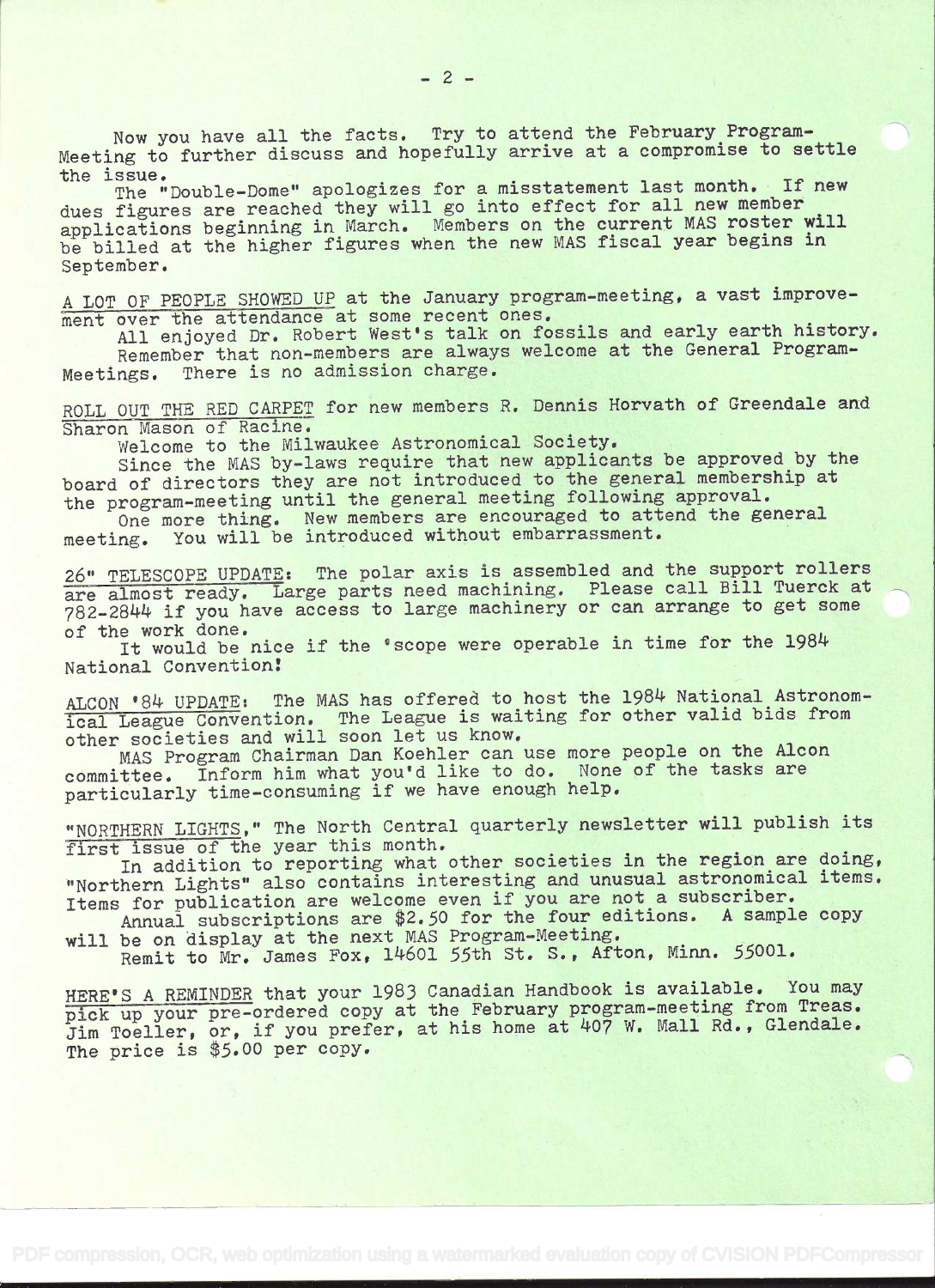Now you have all the facts. Try to attend the February Program-Meeting to further discuss and hopefully arrive at a compromise to settle the issue.

The "Double-Dome" apologizes for a misstatement last month. If new dues figures are reached they will go into effect for all new member applications beginning in March. Members on the current MAS roster will be billed at the higher figures when the new MAS fiscal year begins in September.

A LOT OF PEOPLE SHOWED UP at the January program-meeting, a vast improvement over the attendance at some recent ones.

All enjoyed Dr. Robert West's talk on fossils and early earth history.

Remember that non-members are always welcome at the General Program-Meetings. There is no admission charge.

ROLL OUT THE RED CARPET for new members R. Dennis Horvath of Greendale and Sharon Mason of Racine.

Welcome to the Milwaukee Astronomical Society.

Since the MAS by-laws require that new applicants be approved by the board of directors they are not introduced to the general membership at the program-meeting until the general meeting following approval.

One more thing. New members are encouraged to attend the general meeting. You will be introduced without embarrassment.

26" TELESCOPE UPDATE: The polar axis is assembled and the support rollers are almost ready. Large parts need machining. Please call Bill Tuerck at 782-2844 if you have access to large machinery or can arrange to get some of the work done.

It would be nice if the 'scope were operable in time for the 1984 National Convention!

ALCON '84 UPDATE: The MAS has offered to host the 1984 National Astronomical League Convention. The League is waiting for other valid bids from other societies and will soon let us know.

MAS Program Chairman Dan Koehler can use more people on the Alcon committee. Inform him what you'd like to do. None of the tasks are particularly time-consuming if we have enough help.

"NORTHERN LIGHTS," The North Central quarterly newsletter will publish its first issue of the year this month.

In addition to reporting what other societies in the region are doing, "Northern Lights" also contains interesting and unusual astronomical items. Items for publication are welcome even if you are not a subscriber.

Annual subscriptions are $2.50 for the four editions. A sample copy will be on display at the next MAS Program-Meeting.

Remit to Mr. James Fox, 14601 55th St. S., Afton, Minn. 55001.

HERE'S A REMINDER that your 1983 Canadian Handbook is available. You may pick up your pre-ordered copy at the February program-meeting from Treas. Jim Toeller, or, if you prefer, at his home at 407 W. Mall Rd., Glendale. The price is $5.00 per copy.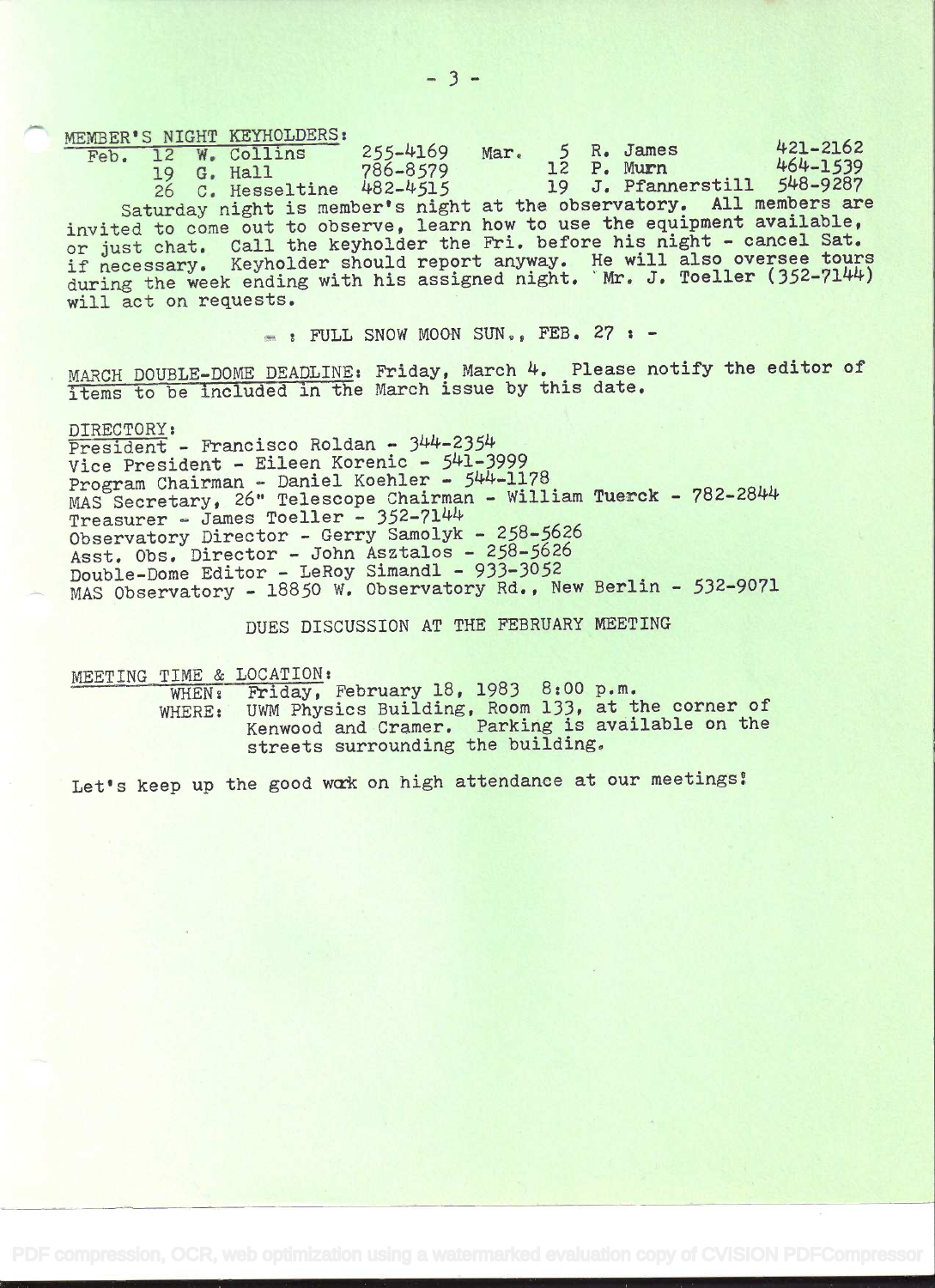MEMBER'S NIGHT KEYHOLDERS:

| | | | | | |
|---|---|---|---|---|---|
| Feb. 12 | W. Collins | 255-4169 | Mar. 5 | R. James | 421-2162 |
| 19 | G. Hall | 786-8579 | 12 | P. Murn | 464-1539 |
| 26 | C. Hesseltine | 482-4515 | 19 | J. Pfannerstill | 548-9287 |

Saturday night is member's night at the observatory. All members are invited to come out to observe, learn how to use the equipment available, or just chat. Call the keyholder the Fri. before his night - cancel Sat. if necessary. Keyholder should report anyway. He will also oversee tours during the week ending with his assigned night. Mr. J. Toeller (352-7144) will act on requests.

- : FULL SNOW MOON SUN., FEB. 27 : -

MARCH DOUBLE-DOME DEADLINE: Friday, March 4. Please notify the editor of items to be included in the March issue by this date.

DIRECTORY:
President - Francisco Roldan - 344-2354
Vice President - Eileen Korenic - 541-3999
Program Chairman - Daniel Koehler - 544-1178
MAS Secretary, 26" Telescope Chairman - William Tuerck - 782-2844
Treasurer - James Toeller - 352-7144
Observatory Director - Gerry Samolyk - 258-5626
Asst. Obs. Director - John Asztalos - 258-5626
Double-Dome Editor - LeRoy Simandl - 933-3052
MAS Observatory - 18850 W. Observatory Rd., New Berlin - 532-9071

DUES DISCUSSION AT THE FEBRUARY MEETING

MEETING TIME & LOCATION:
WHEN: Friday, February 18, 1983 8:00 p.m.
WHERE: UWM Physics Building, Room 133, at the corner of Kenwood and Cramer. Parking is available on the streets surrounding the building.

Let's keep up the good work on high attendance at our meetings!